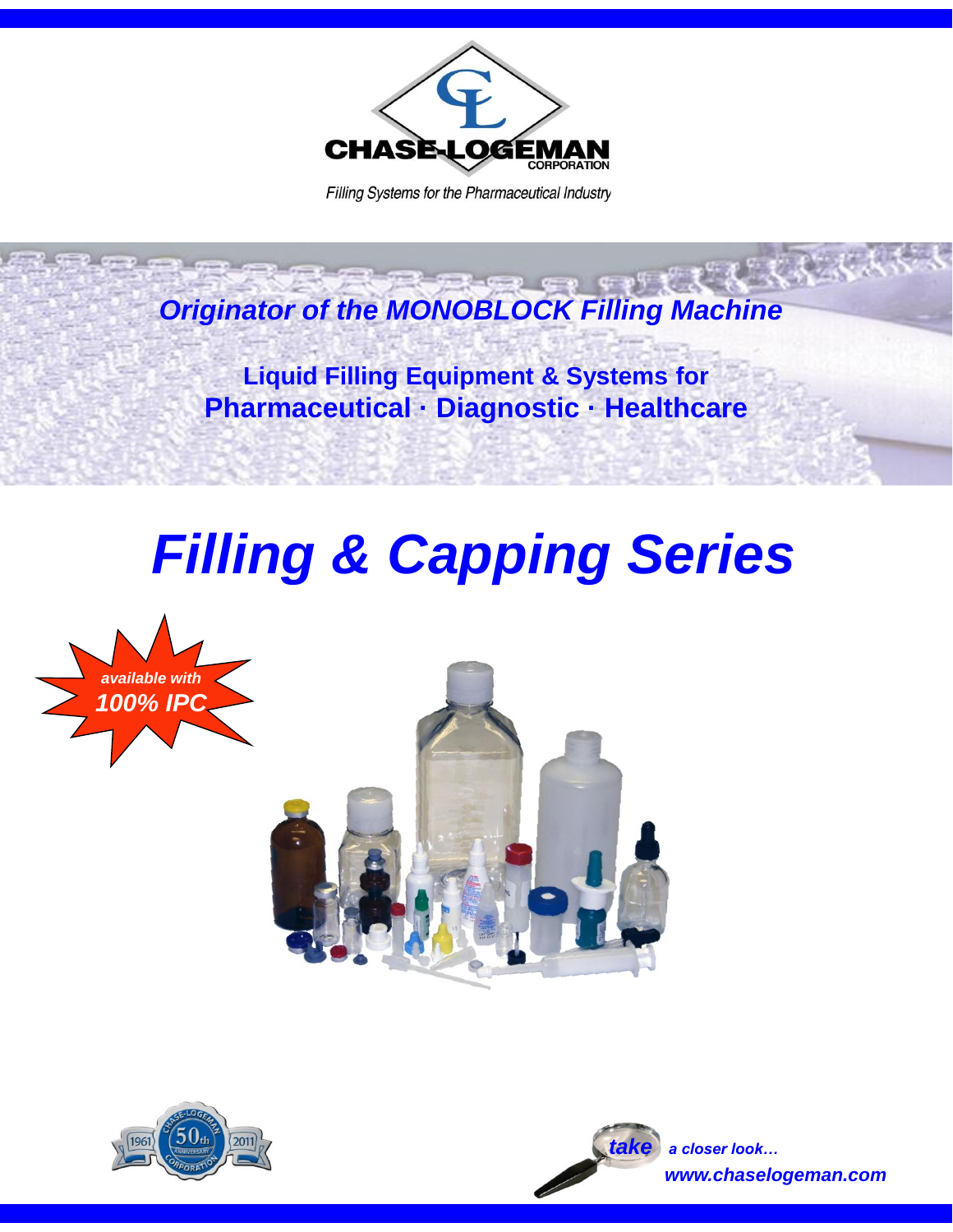CHASE-LOGEMAN CORPORATION

*Filling Systems for the Pharmaceutical Industry*

***Originator of the MONOBLOCK Filling Machine***

**Liquid Filling Equipment & Systems for**
**Pharmaceutical · Diagnostic · Healthcare**

# *Filling & Capping Series*

***available with***
***100% IPC***

1961 50th ANNIVERSARY 2011

*take* ***a closer look…***

***www.chaselogeman.com***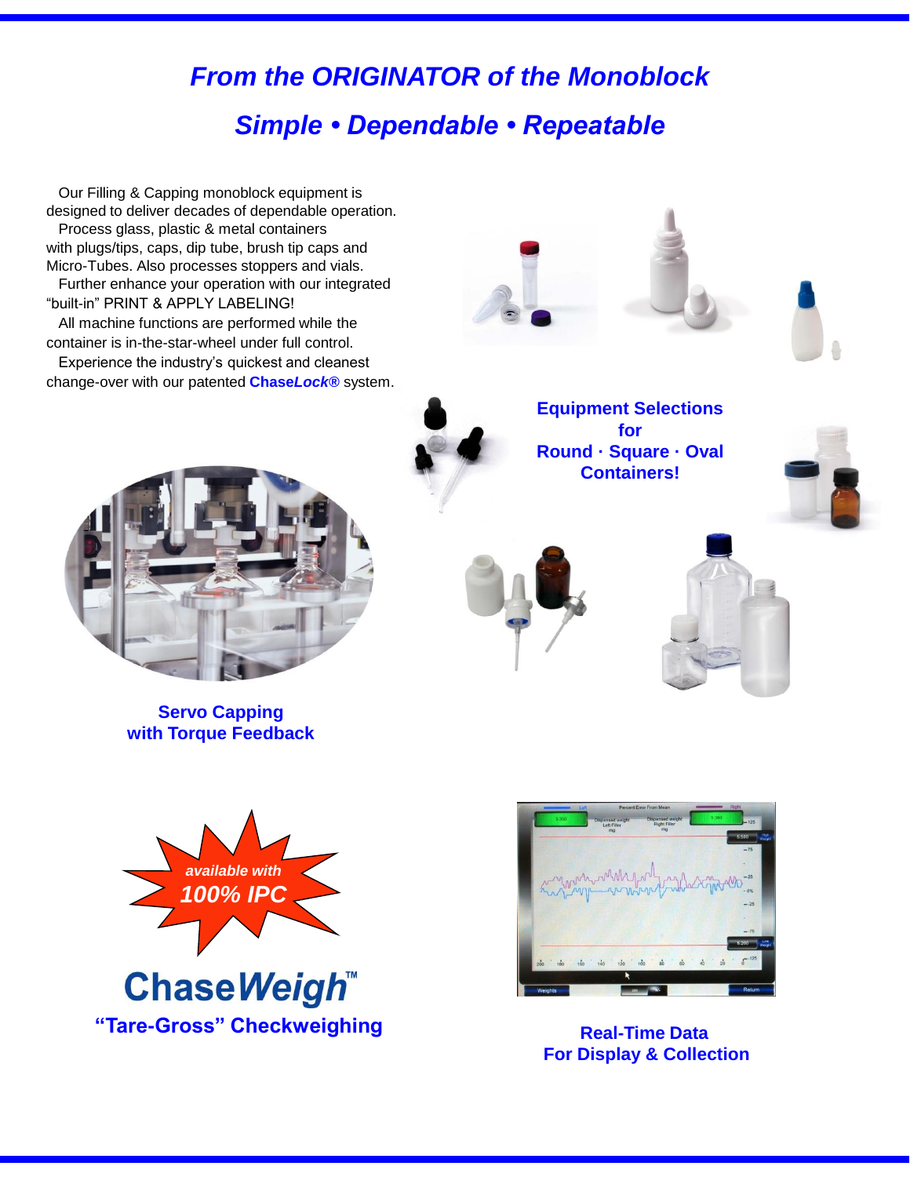## *From the ORIGINATOR of the Monoblock*

## *Simple • Dependable • Repeatable*

Our Filling & Capping monoblock equipment is designed to deliver decades of dependable operation.

Process glass, plastic & metal containers with plugs/tips, caps, dip tube, brush tip caps and Micro-Tubes. Also processes stoppers and vials.

Further enhance your operation with our integrated "built-in" PRINT & APPLY LABELING!

All machine functions are performed while the container is in-the-star-wheel under full control.

Experience the industry's quickest and cleanest change-over with our patented **Chase*Lock*®** system.

**Equipment Selections for Round · Square · Oval Containers!**

**Servo Capping with Torque Feedback**

***available with 100% IPC***

**Chase*Weigh*™**

**"Tare-Gross" Checkweighing**

**Real-Time Data For Display & Collection**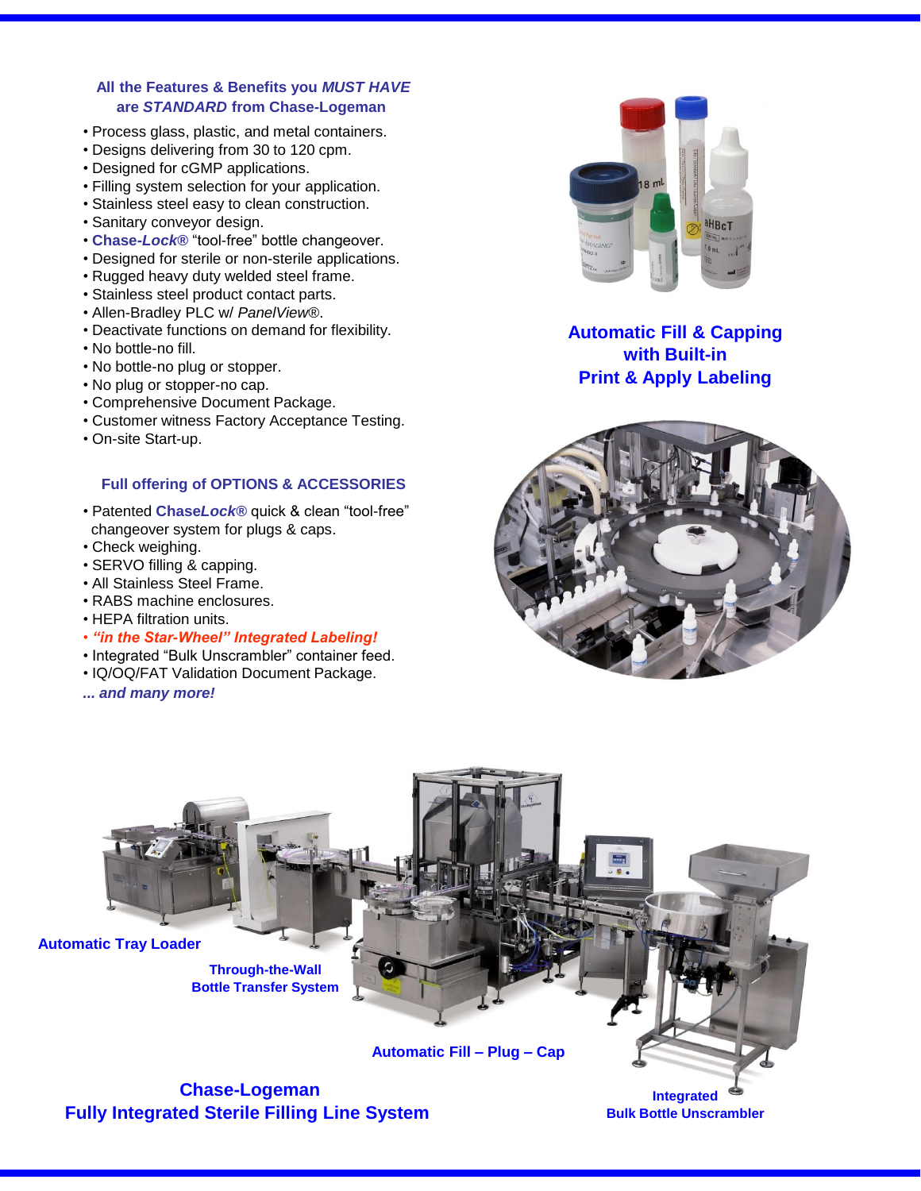### All the Features & Benefits you *MUST HAVE* are *STANDARD* from Chase-Logeman

- Process glass, plastic, and metal containers.
- Designs delivering from 30 to 120 cpm.
- Designed for cGMP applications.
- Filling system selection for your application.
- Stainless steel easy to clean construction.
- Sanitary conveyor design.
- **Chase-*Lock*®** "tool-free" bottle changeover.
- Designed for sterile or non-sterile applications.
- Rugged heavy duty welded steel frame.
- Stainless steel product contact parts.
- Allen-Bradley PLC w/ *PanelView*®.
- Deactivate functions on demand for flexibility.
- No bottle-no fill.
- No bottle-no plug or stopper.
- No plug or stopper-no cap.
- Comprehensive Document Package.
- Customer witness Factory Acceptance Testing.
- On-site Start-up.

### Full offering of OPTIONS & ACCESSORIES

- Patented **Chase*Lock*®** quick & clean "tool-free" changeover system for plugs & caps.
- Check weighing.
- SERVO filling & capping.
- All Stainless Steel Frame.
- RABS machine enclosures.
- HEPA filtration units.
- ***"in the Star-Wheel" Integrated Labeling!***
- Integrated "Bulk Unscrambler" container feed.
- IQ/OQ/FAT Validation Document Package.

***... and many more!***

**Automatic Fill & Capping with Built-in Print & Apply Labeling**

**Automatic Tray Loader**

**Through-the-Wall Bottle Transfer System**

**Automatic Fill – Plug – Cap**

**Integrated Bulk Bottle Unscrambler**

## Chase-Logeman Fully Integrated Sterile Filling Line System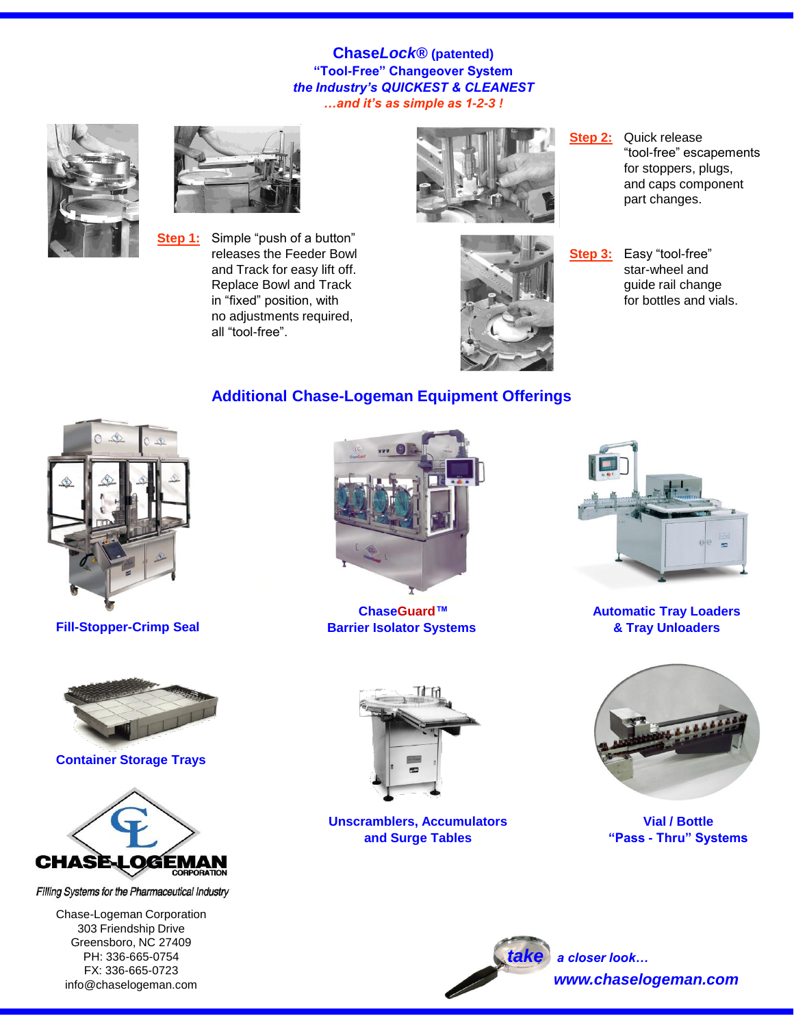## Chase*Lock*® (patented)

**"Tool-Free" Changeover System**

***the Industry's QUICKEST & CLEANEST***

***…and it's as simple as 1-2-3 !***

**Step 1:** Simple "push of a button" releases the Feeder Bowl and Track for easy lift off. Replace Bowl and Track in "fixed" position, with no adjustments required, all "tool-free".

**Step 2:** Quick release "tool-free" escapements for stoppers, plugs, and caps component part changes.

**Step 3:** Easy "tool-free" star-wheel and guide rail change for bottles and vials.

## Additional Chase-Logeman Equipment Offerings

**Fill-Stopper-Crimp Seal**

**ChaseGuard™ Barrier Isolator Systems**

**Automatic Tray Loaders & Tray Unloaders**

**Container Storage Trays**

**Unscramblers, Accumulators and Surge Tables**

**Vial / Bottle "Pass - Thru" Systems**

CHASE-LOGEMAN CORPORATION

*Filling Systems for the Pharmaceutical Industry*

Chase-Logeman Corporation
303 Friendship Drive
Greensboro, NC 27409
PH: 336-665-0754
FX: 336-665-0723
info@chaselogeman.com

***take a closer look…***

***www.chaselogeman.com***